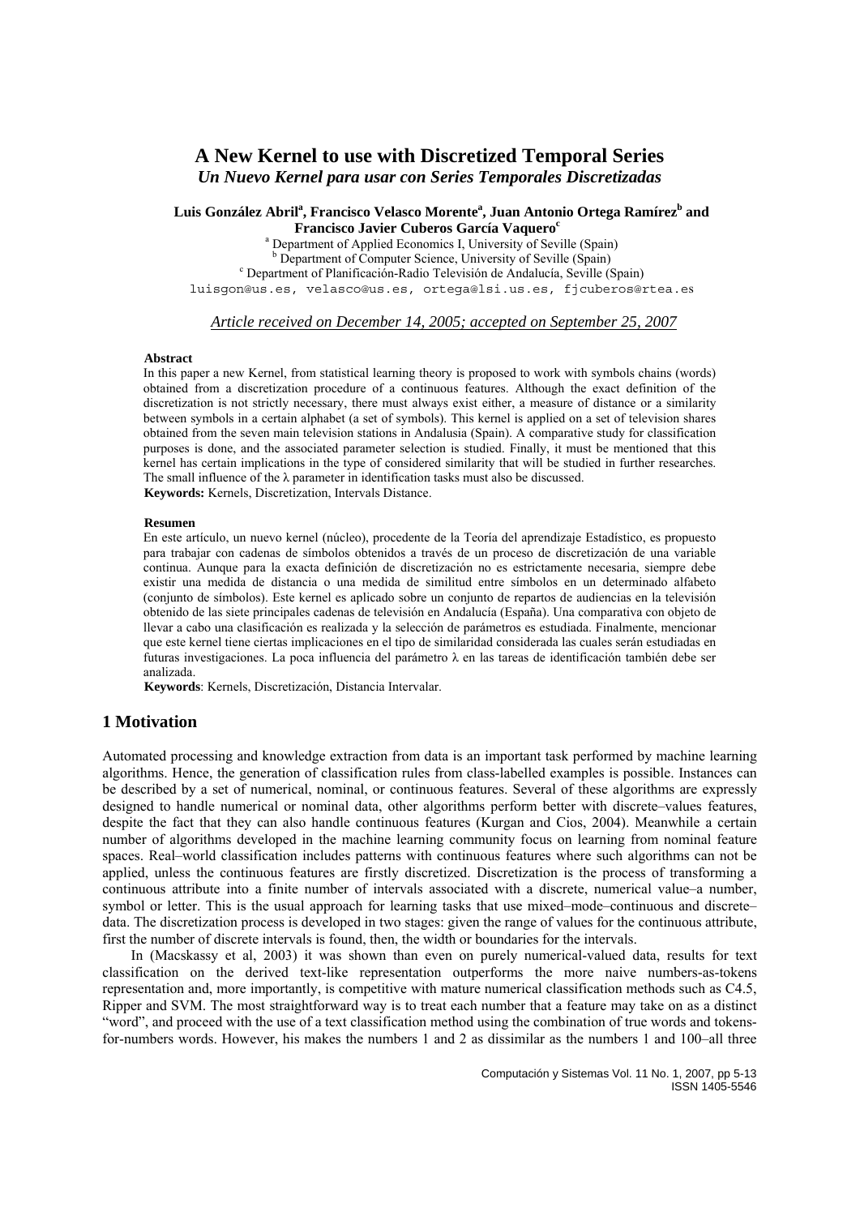# A New Kernel to use with Discretized Temporal Series

## *Un Nuevo Kernel para usar con Series Temporales Discretizadas*

**Luis González Abril[a], Francisco Velasco Morente[a], Juan Antonio Ortega Ramírez[b] and Francisco Javier Cuberos García Vaquero[c]**

[a] Department of Applied Economics I, University of Seville (Spain)
[b] Department of Computer Science, University of Seville (Spain)
[c] Department of Planificación-Radio Televisión de Andalucía, Seville (Spain)

luisgon@us.es, velasco@us.es, ortega@lsi.us.es, fjcuberos@rtea.es

*Article received on December 14, 2005; accepted on September 25, 2007*

**Abstract**

In this paper a new Kernel, from statistical learning theory is proposed to work with symbols chains (words) obtained from a discretization procedure of a continuous features. Although the exact definition of the discretization is not strictly necessary, there must always exist either, a measure of distance or a similarity between symbols in a certain alphabet (a set of symbols). This kernel is applied on a set of television shares obtained from the seven main television stations in Andalusia (Spain). A comparative study for classification purposes is done, and the associated parameter selection is studied. Finally, it must be mentioned that this kernel has certain implications in the type of considered similarity that will be studied in further researches. The small influence of the λ parameter in identification tasks must also be discussed.

**Keywords:** Kernels, Discretization, Intervals Distance.

**Resumen**

En este artículo, un nuevo kernel (núcleo), procedente de la Teoría del aprendizaje Estadístico, es propuesto para trabajar con cadenas de símbolos obtenidos a través de un proceso de discretización de una variable continua. Aunque para la exacta definición de discretización no es estrictamente necesaria, siempre debe existir una medida de distancia o una medida de similitud entre símbolos en un determinado alfabeto (conjunto de símbolos). Este kernel es aplicado sobre un conjunto de repartos de audiencias en la televisión obtenido de las siete principales cadenas de televisión en Andalucía (España). Una comparativa con objeto de llevar a cabo una clasificación es realizada y la selección de parámetros es estudiada. Finalmente, mencionar que este kernel tiene ciertas implicaciones en el tipo de similaridad considerada las cuales serán estudiadas en futuras investigaciones. La poca influencia del parámetro λ en las tareas de identificación también debe ser analizada.

**Keywords**: Kernels, Discretización, Distancia Intervalar.

## 1 Motivation

Automated processing and knowledge extraction from data is an important task performed by machine learning algorithms. Hence, the generation of classification rules from class-labelled examples is possible. Instances can be described by a set of numerical, nominal, or continuous features. Several of these algorithms are expressly designed to handle numerical or nominal data, other algorithms perform better with discrete–values features, despite the fact that they can also handle continuous features (Kurgan and Cios, 2004). Meanwhile a certain number of algorithms developed in the machine learning community focus on learning from nominal feature spaces. Real–world classification includes patterns with continuous features where such algorithms can not be applied, unless the continuous features are firstly discretized. Discretization is the process of transforming a continuous attribute into a finite number of intervals associated with a discrete, numerical value–a number, symbol or letter. This is the usual approach for learning tasks that use mixed–mode–continuous and discrete–data. The discretization process is developed in two stages: given the range of values for the continuous attribute, first the number of discrete intervals is found, then, the width or boundaries for the intervals.

In (Macskassy et al, 2003) it was shown than even on purely numerical-valued data, results for text classification on the derived text-like representation outperforms the more naive numbers-as-tokens representation and, more importantly, is competitive with mature numerical classification methods such as C4.5, Ripper and SVM. The most straightforward way is to treat each number that a feature may take on as a distinct "word", and proceed with the use of a text classification method using the combination of true words and tokens-for-numbers words. However, his makes the numbers 1 and 2 as dissimilar as the numbers 1 and 100–all three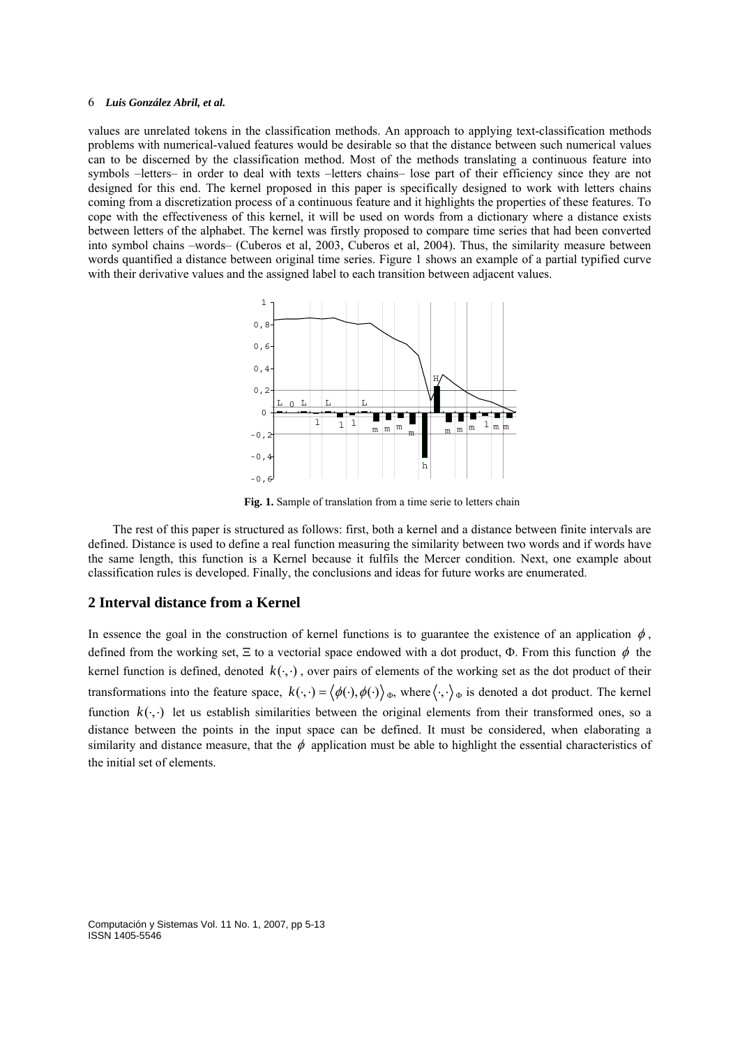values are unrelated tokens in the classification methods. An approach to applying text-classification methods problems with numerical-valued features would be desirable so that the distance between such numerical values can to be discerned by the classification method. Most of the methods translating a continuous feature into symbols –letters– in order to deal with texts –letters chains– lose part of their efficiency since they are not designed for this end. The kernel proposed in this paper is specifically designed to work with letters chains coming from a discretization process of a continuous feature and it highlights the properties of these features. To cope with the effectiveness of this kernel, it will be used on words from a dictionary where a distance exists between letters of the alphabet. The kernel was firstly proposed to compare time series that had been converted into symbol chains –words– (Cuberos et al, 2003, Cuberos et al, 2004). Thus, the similarity measure between words quantified a distance between original time series. Figure 1 shows an example of a partial typified curve with their derivative values and the assigned label to each transition between adjacent values.

**Fig. 1.** Sample of translation from a time serie to letters chain

The rest of this paper is structured as follows: first, both a kernel and a distance between finite intervals are defined. Distance is used to define a real function measuring the similarity between two words and if words have the same length, this function is a Kernel because it fulfils the Mercer condition. Next, one example about classification rules is developed. Finally, the conclusions and ideas for future works are enumerated.

## 2 Interval distance from a Kernel

In essence the goal in the construction of kernel functions is to guarantee the existence of an application $\phi$, defined from the working set, $\Xi$ to a vectorial space endowed with a dot product, $\Phi$. From this function $\phi$ the kernel function is defined, denoted $k(\cdot,\cdot)$, over pairs of elements of the working set as the dot product of their transformations into the feature space, $k(\cdot,\cdot) = \langle \phi(\cdot), \phi(\cdot) \rangle_\Phi$, where $\langle \cdot,\cdot \rangle_\Phi$ is denoted a dot product. The kernel function $k(\cdot,\cdot)$ let us establish similarities between the original elements from their transformed ones, so a distance between the points in the input space can be defined. It must be considered, when elaborating a similarity and distance measure, that the $\phi$ application must be able to highlight the essential characteristics of the initial set of elements.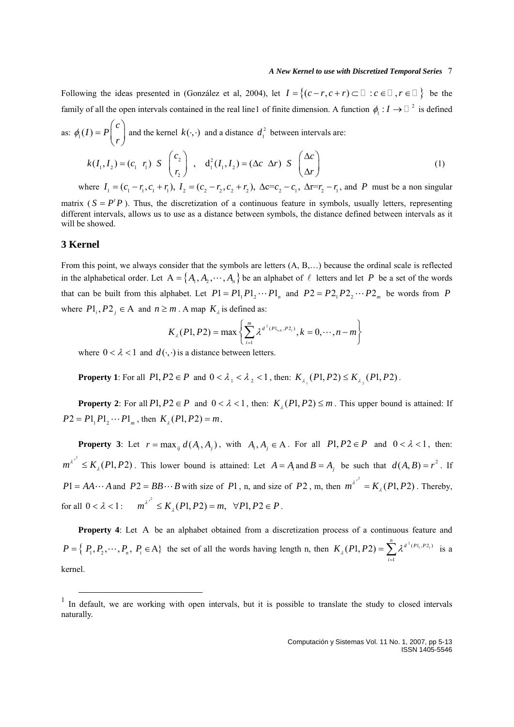Following the ideas presented in (González et al, 2004), let $I = \{(c-r, c+r) \subset \mathbb{R} : c \in \mathbb{R}, r \in \mathbb{R}\}$ be the family of all the open intervals contained in the real line[1] of finite dimension. A function $\phi_1 : I \to \mathbb{R}^2$ is defined as: $\phi_1(I) = P\begin{pmatrix} c \\ r \end{pmatrix}$ and the kernel $k(\cdot,\cdot)$ and a distance $d_1^2$ between intervals are:

$$k(I_1, I_2) = (c_1 \;\; r_1) \;\; S \;\; \begin{pmatrix} c_2 \\ r_2 \end{pmatrix} \;\; , \quad \mathrm{d}_1^2(I_1, I_2) = (\Delta c \;\; \Delta r) \;\; S \;\; \begin{pmatrix} \Delta c \\ \Delta r \end{pmatrix} \tag{1}$$

where $I_1 = (c_1 - r_1, c_1 + r_1)$, $I_2 = (c_2 - r_2, c_2 + r_2)$, $\Delta c = c_2 - c_1$, $\Delta r = r_2 - r_1$, and $P$ must be a non singular matrix ($S = P^t P$). Thus, the discretization of a continuous feature in symbols, usually letters, representing different intervals, allows us to use as a distance between symbols, the distance defined between intervals as it will be showed.

## 3 Kernel

From this point, we always consider that the symbols are letters (A, B,…) because the ordinal scale is reflected in the alphabetical order. Let $\mathrm{A} = \{A_1, A_2, \cdots, A_n\}$ be an alphabet of $\ell$ letters and let $P$ be a set of the words that can be built from this alphabet. Let $P1 = P1_1 P1_2 \cdots P1_n$ and $P2 = P2_1 P2_2 \cdots P2_m$ be words from $P$ where $P1_i, P2_j \in \mathrm{A}$ and $n \geq m$. A map $K_\lambda$ is defined as:

$$K_\lambda(P1, P2) = \max\left\{ \sum_{i=1}^{m} \lambda^{d^2(P1_{i+k}, P2_i)}, k = 0, \cdots, n-m \right\}$$

where $0 < \lambda < 1$ and $d(\cdot,\cdot)$ is a distance between letters.

**Property 1**: For all $P1, P2 \in P$ and $0 < \lambda_1 < \lambda_2 < 1$, then: $K_{\lambda_1}(P1, P2) \leq K_{\lambda_2}(P1, P2)$.

**Property 2**: For all $P1, P2 \in P$ and $0 < \lambda < 1$, then: $K_\lambda(P1, P2) \leq m$. This upper bound is attained: If $P2 = P1_1 P1_2 \cdots P1_m$, then $K_\lambda(P1, P2) = m$.

**Property 3**: Let $r = \max_{ij} d(A_i, A_j)$, with $A_i, A_j \in \mathrm{A}$. For all $P1, P2 \in P$ and $0 < \lambda < 1$, then: $m^{\lambda^{r^2}} \leq K_\lambda(P1, P2)$. This lower bound is attained: Let $A = A_i$ and $B = A_j$ be such that $d(A, B) = r^2$. If $P1 = AA \cdots A$ and $P2 = BB \cdots B$ with size of $P1$, n, and size of $P2$, m, then $m^{\lambda^{r^2}} = K_\lambda(P1, P2)$. Thereby, for all $0 < \lambda < 1$: $\quad m^{\lambda^{r^2}} \leq K_\lambda(P1, P2) = m, \;\; \forall P1, P2 \in P$.

**Property 4**: Let $\mathrm{A}$ be an alphabet obtained from a discretization process of a continuous feature and $P = \{ P_1, P_2, \cdots, P_n, \; P_i \in \mathrm{A}\}$ the set of all the words having length n, then $K_\lambda(P1, P2) = \sum_{i=1}^{n} \lambda^{d^2(P1_i, P2_i)}$ is a kernel.

---

[1] In default, we are working with open intervals, but it is possible to translate the study to closed intervals naturally.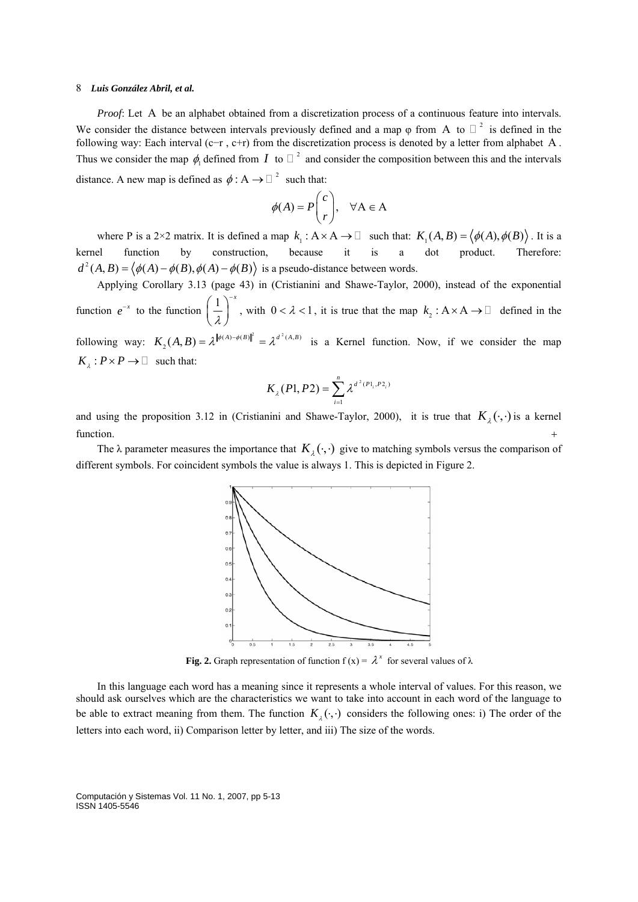*Proof*: Let $\mathrm{A}$ be an alphabet obtained from a discretization process of a continuous feature into intervals. We consider the distance between intervals previously defined and a map φ from $\mathrm{A}$ to $\mathbb{R}^2$ is defined in the following way: Each interval (c−r , c+r) from the discretization process is denoted by a letter from alphabet $\mathrm{A}$. Thus we consider the map $\phi_1$ defined from $I$ to $\mathbb{R}^2$ and consider the composition between this and the intervals distance. A new map is defined as $\phi : \mathrm{A} \to \mathbb{R}^2$ such that:

$$\phi(A) = P\begin{pmatrix} c \\ r \end{pmatrix}, \quad \forall \mathrm{A} \in \mathrm{A}$$

where P is a 2×2 matrix. It is defined a map $k_1 : \mathrm{A} \times \mathrm{A} \to \mathbb{R}$ such that: $K_1(A,B) = \langle \phi(A), \phi(B) \rangle$. It is a kernel function by construction, because it is a dot product. Therefore: $d^2(A,B) = \langle \phi(A) - \phi(B), \phi(A) - \phi(B) \rangle$ is a pseudo-distance between words.

Applying Corollary 3.13 (page 43) in (Cristianini and Shawe-Taylor, 2000), instead of the exponential function $e^{-x}$ to the function $\left(\frac{1}{\lambda}\right)^{-x}$, with $0 < \lambda < 1$, it is true that the map $k_2 : \mathrm{A} \times \mathrm{A} \to \mathbb{R}$ defined in the following way: $K_2(A,B) = \lambda^{\|\phi(A)-\phi(B)\|^2} = \lambda^{d^2(A,B)}$ is a Kernel function. Now, if we consider the map $K_\lambda : P \times P \to \mathbb{R}$ such that:

$$K_\lambda(P1, P2) = \sum_{i=1}^{n} \lambda^{d^2(P1_i, P2_i)}$$

and using the proposition 3.12 in (Cristianini and Shawe-Taylor, 2000), it is true that $K_\lambda(\cdot,\cdot)$ is a kernel function. +

The λ parameter measures the importance that $K_\lambda(\cdot,\cdot)$ give to matching symbols versus the comparison of different symbols. For coincident symbols the value is always 1. This is depicted in Figure 2.

**Fig. 2.** Graph representation of function f (x) = $\lambda^x$ for several values of λ

In this language each word has a meaning since it represents a whole interval of values. For this reason, we should ask ourselves which are the characteristics we want to take into account in each word of the language to be able to extract meaning from them. The function $K_\lambda(\cdot,\cdot)$ considers the following ones: i) The order of the letters into each word, ii) Comparison letter by letter, and iii) The size of the words.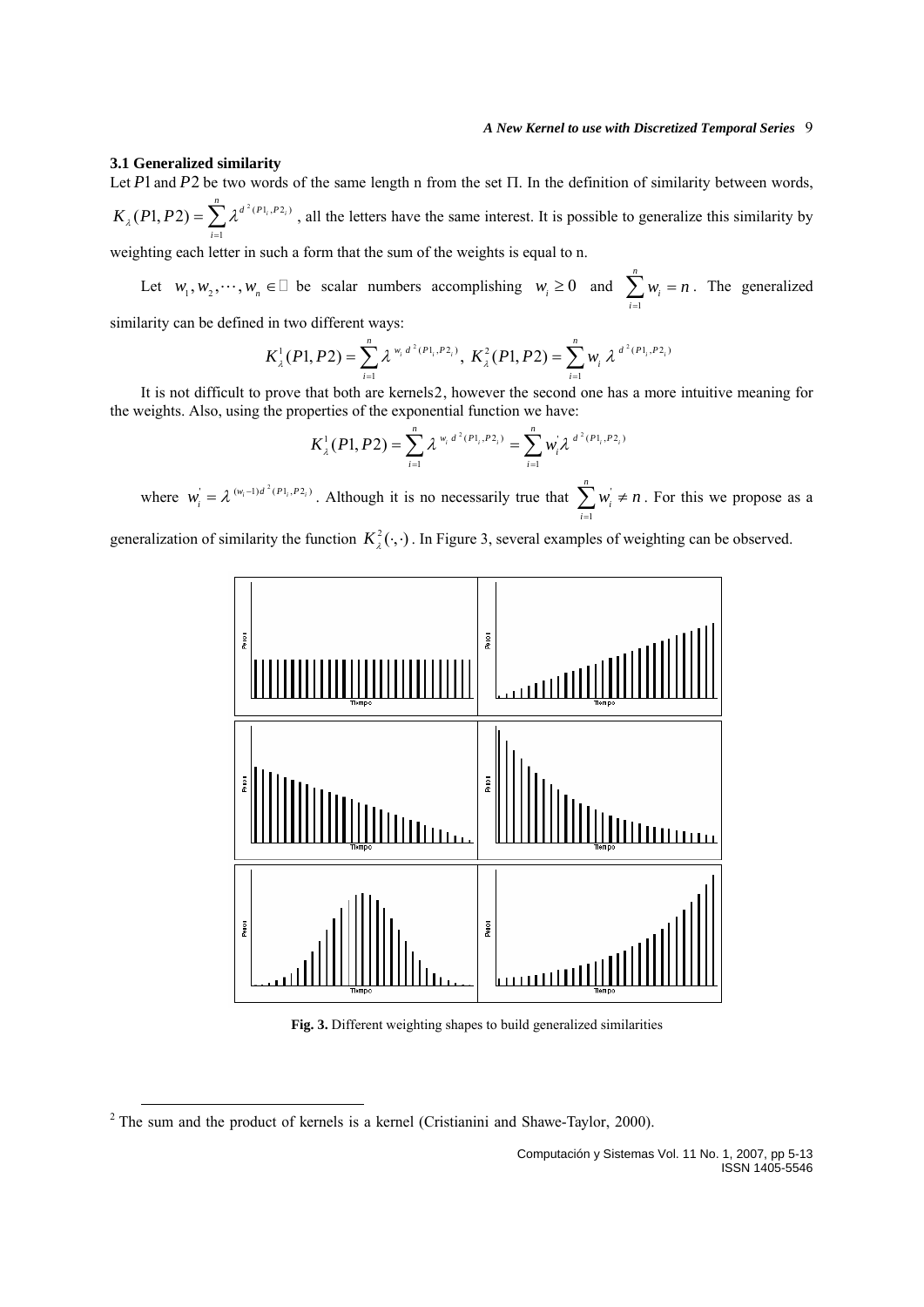### 3.1 Generalized similarity

Let $P1$ and $P2$ be two words of the same length n from the set $\Pi$. In the definition of similarity between words, $K_\lambda(P1,P2)=\sum_{i=1}^{n}\lambda^{d^2(P1_i,P2_i)}$, all the letters have the same interest. It is possible to generalize this similarity by weighting each letter in such a form that the sum of the weights is equal to n.

Let $w_1, w_2, \cdots, w_n \in \mathbb{R}$ be scalar numbers accomplishing $w_i \geq 0$ and $\sum_{i=1}^{n} w_i = n$. The generalized similarity can be defined in two different ways:

$$K_\lambda^1(P1,P2)=\sum_{i=1}^{n}\lambda^{w_i\, d^2(P1_i,P2_i)},\; K_\lambda^2(P1,P2)=\sum_{i=1}^{n} w_i\, \lambda^{d^2(P1_i,P2_i)}$$

It is not difficult to prove that both are kernels[2], however the second one has a more intuitive meaning for the weights. Also, using the properties of the exponential function we have:

$$K_\lambda^1(P1,P2)=\sum_{i=1}^{n}\lambda^{w_i\, d^2(P1_i,P2_i)}=\sum_{i=1}^{n} w_i^{'}\lambda^{d^2(P1_i,P2_i)}$$

where $w_i^{'}=\lambda^{(w_i-1)d^2(P1_i,P2_i)}$. Although it is no necessarily true that $\sum_{i=1}^{n} w_i^{'} \neq n$. For this we propose as a generalization of similarity the function $K_\lambda^2(\cdot,\cdot)$. In Figure 3, several examples of weighting can be observed.

**Fig. 3.** Different weighting shapes to build generalized similarities

[2] The sum and the product of kernels is a kernel (Cristianini and Shawe-Taylor, 2000).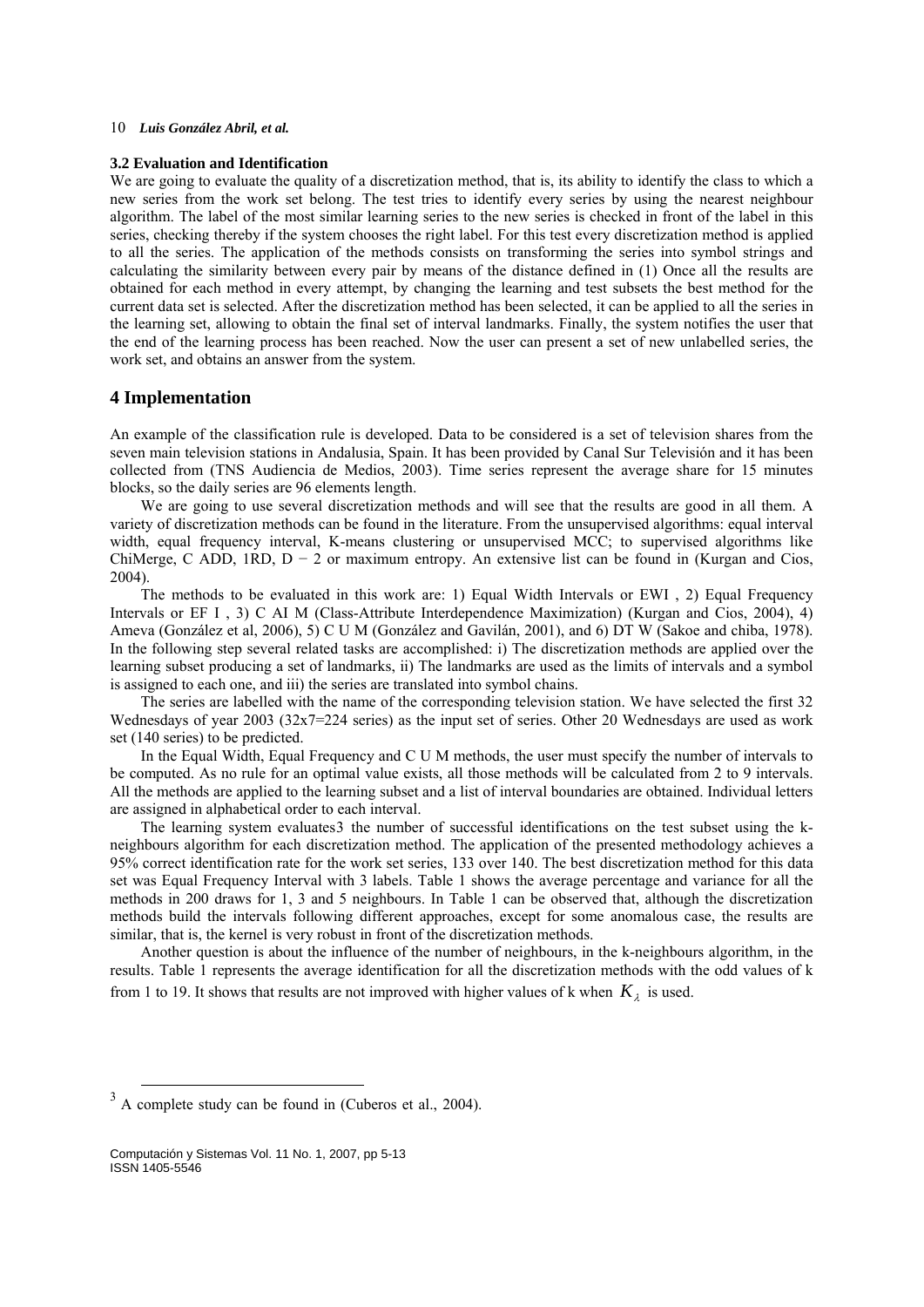### 3.2 Evaluation and Identification

We are going to evaluate the quality of a discretization method, that is, its ability to identify the class to which a new series from the work set belong. The test tries to identify every series by using the nearest neighbour algorithm. The label of the most similar learning series to the new series is checked in front of the label in this series, checking thereby if the system chooses the right label. For this test every discretization method is applied to all the series. The application of the methods consists on transforming the series into symbol strings and calculating the similarity between every pair by means of the distance defined in (1) Once all the results are obtained for each method in every attempt, by changing the learning and test subsets the best method for the current data set is selected. After the discretization method has been selected, it can be applied to all the series in the learning set, allowing to obtain the final set of interval landmarks. Finally, the system notifies the user that the end of the learning process has been reached. Now the user can present a set of new unlabelled series, the work set, and obtains an answer from the system.

## 4 Implementation

An example of the classification rule is developed. Data to be considered is a set of television shares from the seven main television stations in Andalusia, Spain. It has been provided by Canal Sur Televisión and it has been collected from (TNS Audiencia de Medios, 2003). Time series represent the average share for 15 minutes blocks, so the daily series are 96 elements length.

We are going to use several discretization methods and will see that the results are good in all them. A variety of discretization methods can be found in the literature. From the unsupervised algorithms: equal interval width, equal frequency interval, K-means clustering or unsupervised MCC; to supervised algorithms like ChiMerge, C ADD, 1RD, D − 2 or maximum entropy. An extensive list can be found in (Kurgan and Cios, 2004).

The methods to be evaluated in this work are: 1) Equal Width Intervals or EWI , 2) Equal Frequency Intervals or EF I , 3) C AI M (Class-Attribute Interdependence Maximization) (Kurgan and Cios, 2004), 4) Ameva (González et al, 2006), 5) C U M (González and Gavilán, 2001), and 6) DT W (Sakoe and chiba, 1978). In the following step several related tasks are accomplished: i) The discretization methods are applied over the learning subset producing a set of landmarks, ii) The landmarks are used as the limits of intervals and a symbol is assigned to each one, and iii) the series are translated into symbol chains.

The series are labelled with the name of the corresponding television station. We have selected the first 32 Wednesdays of year 2003 (32x7=224 series) as the input set of series. Other 20 Wednesdays are used as work set (140 series) to be predicted.

In the Equal Width, Equal Frequency and C U M methods, the user must specify the number of intervals to be computed. As no rule for an optimal value exists, all those methods will be calculated from 2 to 9 intervals. All the methods are applied to the learning subset and a list of interval boundaries are obtained. Individual letters are assigned in alphabetical order to each interval.

The learning system evaluates[3] the number of successful identifications on the test subset using the k-neighbours algorithm for each discretization method. The application of the presented methodology achieves a 95% correct identification rate for the work set series, 133 over 140. The best discretization method for this data set was Equal Frequency Interval with 3 labels. Table 1 shows the average percentage and variance for all the methods in 200 draws for 1, 3 and 5 neighbours. In Table 1 can be observed that, although the discretization methods build the intervals following different approaches, except for some anomalous case, the results are similar, that is, the kernel is very robust in front of the discretization methods.

Another question is about the influence of the number of neighbours, in the k-neighbours algorithm, in the results. Table 1 represents the average identification for all the discretization methods with the odd values of k from 1 to 19. It shows that results are not improved with higher values of k when $K_\lambda$ is used.

[3] A complete study can be found in (Cuberos et al., 2004).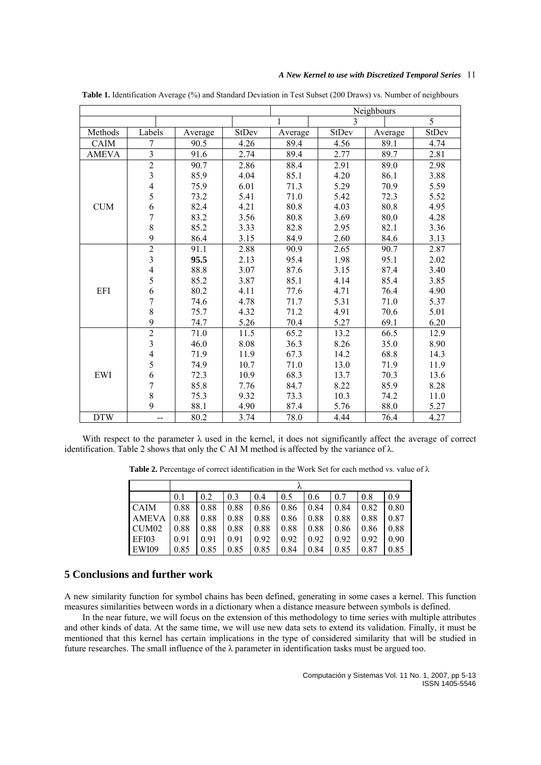**Table 1.** Identification Average (%) and Standard Deviation in Test Subset (200 Draws) vs. Number of neighbours

| | | | | Neighbours | | | |
|---|---|---|---|---|---|---|---|
| | | 1 | | 3 | | 5 | |
| Methods | Labels | Average | StDev | Average | StDev | Average | StDev |
| CAIM | 7 | 90.5 | 4.26 | 89.4 | 4.56 | 89.1 | 4.74 |
| AMEVA | 3 | 91.6 | 2.74 | 89.4 | 2.77 | 89.7 | 2.81 |
| CUM | 2 | 90.7 | 2.86 | 88.4 | 2.91 | 89.0 | 2.98 |
| | 3 | 85.9 | 4.04 | 85.1 | 4.20 | 86.1 | 3.88 |
| | 4 | 75.9 | 6.01 | 71.3 | 5.29 | 70.9 | 5.59 |
| | 5 | 73.2 | 5.41 | 71.0 | 5.42 | 72.3 | 5.52 |
| | 6 | 82.4 | 4.21 | 80.8 | 4.03 | 80.8 | 4.95 |
| | 7 | 83.2 | 3.56 | 80.8 | 3.69 | 80.0 | 4.28 |
| | 8 | 85.2 | 3.33 | 82.8 | 2.95 | 82.1 | 3.36 |
| | 9 | 86.4 | 3.15 | 84.9 | 2.60 | 84.6 | 3.13 |
| EFI | 2 | 91.1 | 2.88 | 90.9 | 2.65 | 90.7 | 2.87 |
| | 3 | **95.5** | 2.13 | 95.4 | 1.98 | 95.1 | 2.02 |
| | 4 | 88.8 | 3.07 | 87.6 | 3.15 | 87.4 | 3.40 |
| | 5 | 85.2 | 3.87 | 85.1 | 4.14 | 85.4 | 3.85 |
| | 6 | 80.2 | 4.11 | 77.6 | 4.71 | 76.4 | 4.90 |
| | 7 | 74.6 | 4.78 | 71.7 | 5.31 | 71.0 | 5.37 |
| | 8 | 75.7 | 4.32 | 71.2 | 4.91 | 70.6 | 5.01 |
| | 9 | 74.7 | 5.26 | 70.4 | 5.27 | 69.1 | 6.20 |
| EWI | 2 | 71.0 | 11.5 | 65.2 | 13.2 | 66.5 | 12.9 |
| | 3 | 46.0 | 8.08 | 36.3 | 8.26 | 35.0 | 8.90 |
| | 4 | 71.9 | 11.9 | 67.3 | 14.2 | 68.8 | 14.3 |
| | 5 | 74.9 | 10.7 | 71.0 | 13.0 | 71.9 | 11.9 |
| | 6 | 72.3 | 10.9 | 68.3 | 13.7 | 70.3 | 13.6 |
| | 7 | 85.8 | 7.76 | 84.7 | 8.22 | 85.9 | 8.28 |
| | 8 | 75.3 | 9.32 | 73.3 | 10.3 | 74.2 | 11.0 |
| | 9 | 88.1 | 4.90 | 87.4 | 5.76 | 88.0 | 5.27 |
| DTW | -- | 80.2 | 3.74 | 78.0 | 4.44 | 76.4 | 4.27 |

With respect to the parameter λ used in the kernel, it does not significantly affect the average of correct identification. Table 2 shows that only the C AI M method is affected by the variance of λ.

**Table 2.** Percentage of correct identification in the Work Set for each method vs. value of λ

| | λ | | | | | | | | |
|---|---|---|---|---|---|---|---|---|---|
| | 0.1 | 0.2 | 0.3 | 0.4 | 0.5 | 0.6 | 0.7 | 0.8 | 0.9 |
| CAIM | 0.88 | 0.88 | 0.88 | 0.86 | 0.86 | 0.84 | 0.84 | 0.82 | 0.80 |
| AMEVA | 0.88 | 0.88 | 0.88 | 0.88 | 0.86 | 0.88 | 0.88 | 0.88 | 0.87 |
| CUM02 | 0.88 | 0.88 | 0.88 | 0.88 | 0.88 | 0.88 | 0.86 | 0.86 | 0.88 |
| EFI03 | 0.91 | 0.91 | 0.91 | 0.92 | 0.92 | 0.92 | 0.92 | 0.92 | 0.90 |
| EWI09 | 0.85 | 0.85 | 0.85 | 0.85 | 0.84 | 0.84 | 0.85 | 0.87 | 0.85 |

## 5 Conclusions and further work

A new similarity function for symbol chains has been defined, generating in some cases a kernel. This function measures similarities between words in a dictionary when a distance measure between symbols is defined.

In the near future, we will focus on the extension of this methodology to time series with multiple attributes and other kinds of data. At the same time, we will use new data sets to extend its validation. Finally, it must be mentioned that this kernel has certain implications in the type of considered similarity that will be studied in future researches. The small influence of the λ parameter in identification tasks must be argued too.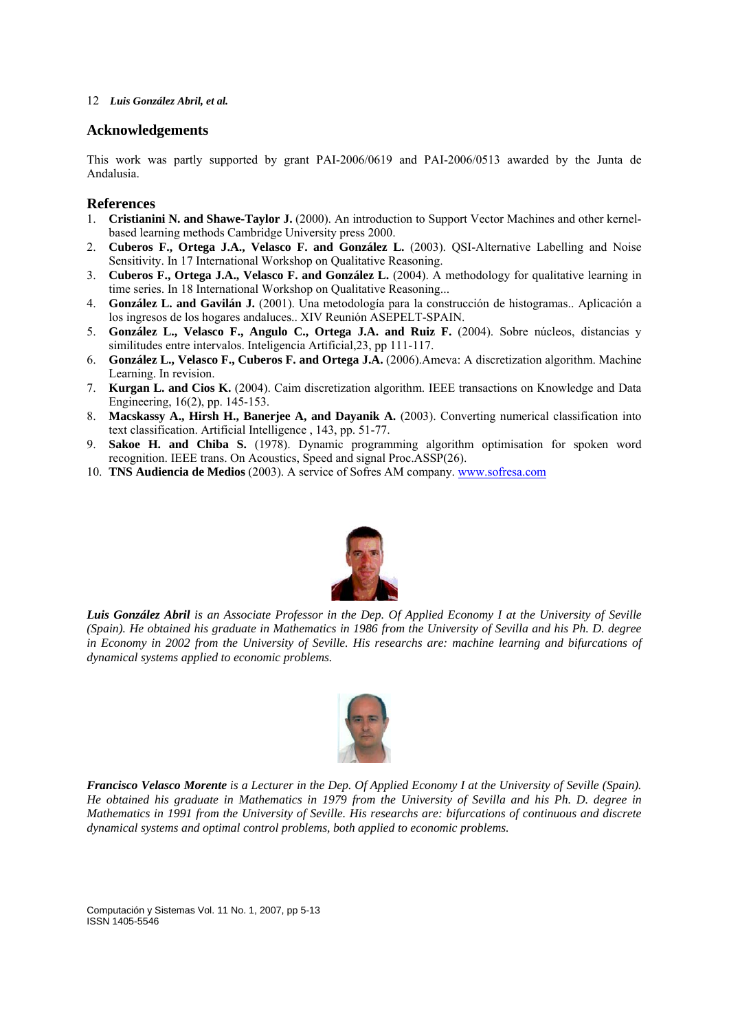## Acknowledgements

This work was partly supported by grant PAI-2006/0619 and PAI-2006/0513 awarded by the Junta de Andalusia.

## References

1. **Cristianini N. and Shawe-Taylor J.** (2000). An introduction to Support Vector Machines and other kernel-based learning methods Cambridge University press 2000.
2. **Cuberos F., Ortega J.A., Velasco F. and González L.** (2003). QSI-Alternative Labelling and Noise Sensitivity. In 17 International Workshop on Qualitative Reasoning.
3. **Cuberos F., Ortega J.A., Velasco F. and González L.** (2004). A methodology for qualitative learning in time series. In 18 International Workshop on Qualitative Reasoning...
4. **González L. and Gavilán J.** (2001). Una metodología para la construcción de histogramas.. Aplicación a los ingresos de los hogares andaluces.. XIV Reunión ASEPELT-SPAIN.
5. **González L., Velasco F., Angulo C., Ortega J.A. and Ruiz F.** (2004). Sobre núcleos, distancias y similitudes entre intervalos. Inteligencia Artificial,23, pp 111-117.
6. **González L., Velasco F., Cuberos F. and Ortega J.A.** (2006).Ameva: A discretization algorithm. Machine Learning. In revision.
7. **Kurgan L. and Cios K.** (2004). Caim discretization algorithm. IEEE transactions on Knowledge and Data Engineering, 16(2), pp. 145-153.
8. **Macskassy A., Hirsh H., Banerjee A, and Dayanik A.** (2003). Converting numerical classification into text classification. Artificial Intelligence , 143, pp. 51-77.
9. **Sakoe H. and Chiba S.** (1978). Dynamic programming algorithm optimisation for spoken word recognition. IEEE trans. On Acoustics, Speed and signal Proc.ASSP(26).
10. **TNS Audiencia de Medios** (2003). A service of Sofres AM company. www.sofresa.com

***Luis González Abril*** *is an Associate Professor in the Dep. Of Applied Economy I at the University of Seville (Spain). He obtained his graduate in Mathematics in 1986 from the University of Sevilla and his Ph. D. degree in Economy in 2002 from the University of Seville. His researchs are: machine learning and bifurcations of dynamical systems applied to economic problems.*

***Francisco Velasco Morente*** *is a Lecturer in the Dep. Of Applied Economy I at the University of Seville (Spain). He obtained his graduate in Mathematics in 1979 from the University of Sevilla and his Ph. D. degree in Mathematics in 1991 from the University of Seville. His researchs are: bifurcations of continuous and discrete dynamical systems and optimal control problems, both applied to economic problems.*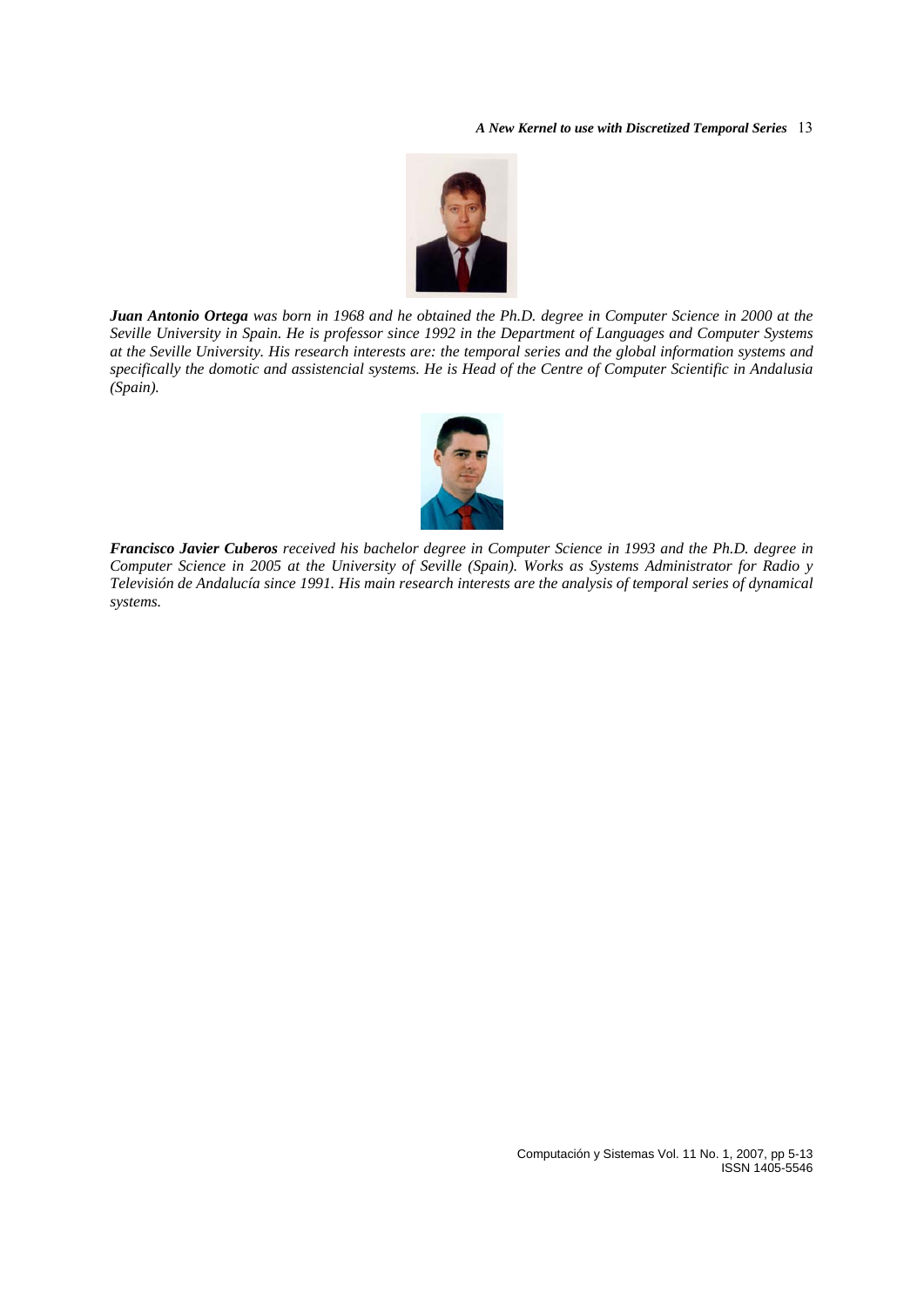***Juan Antonio Ortega*** *was born in 1968 and he obtained the Ph.D. degree in Computer Science in 2000 at the Seville University in Spain. He is professor since 1992 in the Department of Languages and Computer Systems at the Seville University. His research interests are: the temporal series and the global information systems and specifically the domotic and assistencial systems. He is Head of the Centre of Computer Scientific in Andalusia (Spain).*

***Francisco Javier Cuberos*** *received his bachelor degree in Computer Science in 1993 and the Ph.D. degree in Computer Science in 2005 at the University of Seville (Spain). Works as Systems Administrator for Radio y Televisión de Andalucía since 1991. His main research interests are the analysis of temporal series of dynamical systems.*